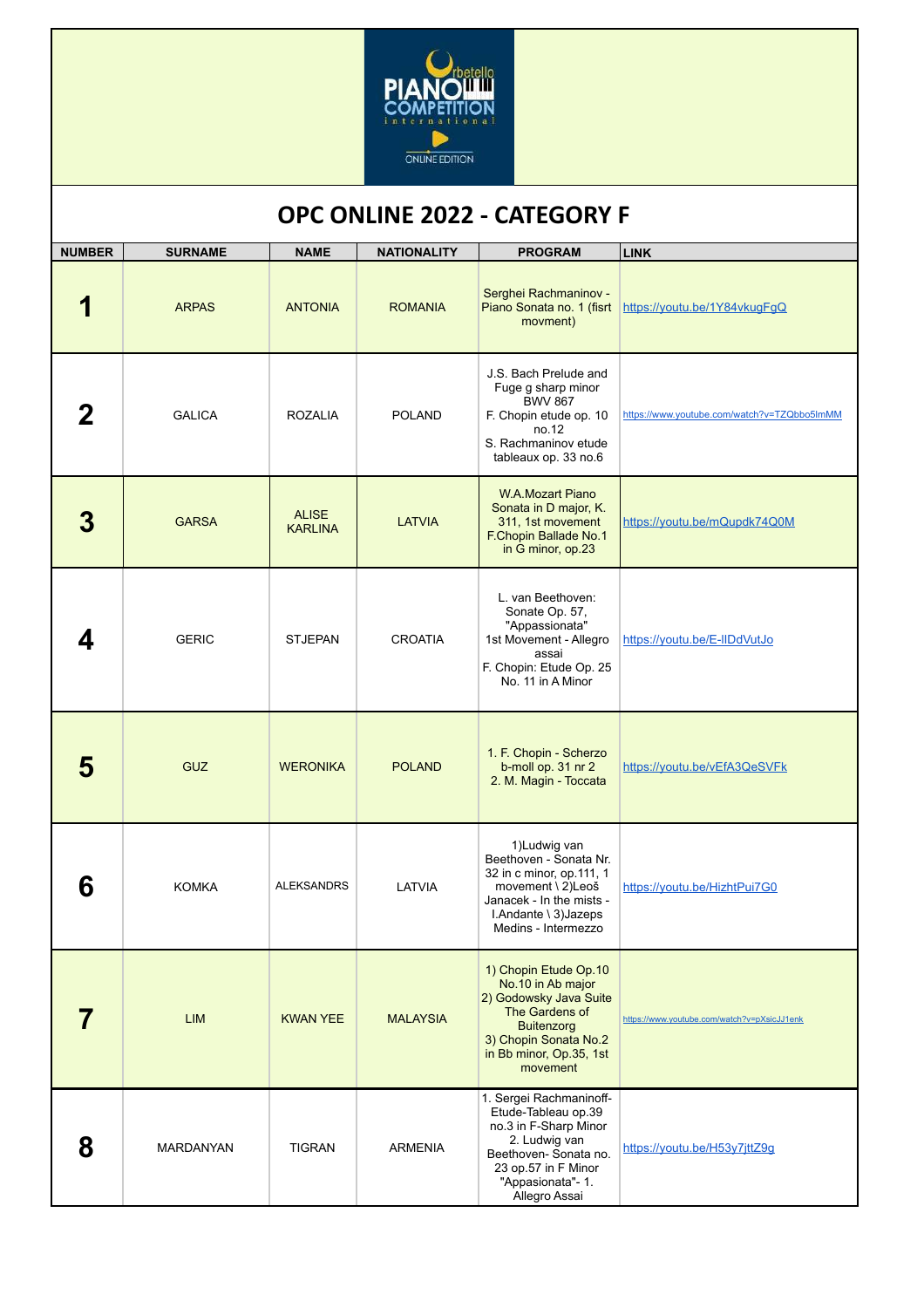# OPC ONLINE 2022 - CATEGORY F

| NUMBER | SURNAME | NAME | NATIONALITY | PROGRAM | LINK |
|---|---|---|---|---|---|
| 1 | ARPAS | ANTONIA | ROMANIA | Serghei Rachmaninov - Piano Sonata no. 1 (first movment) | https://youtu.be/1Y84vkugFgQ |
| 2 | GALICA | ROZALIA | POLAND | J.S. Bach Prelude and Fuge g sharp minor BWV 867<br>F. Chopin etude op. 10 no.12<br>S. Rachmaninov etude tableaux op. 33 no.6 | https://www.youtube.com/watch?v=TZQbbo5lmMM |
| 3 | GARSA | ALISE KARLINA | LATVIA | W.A.Mozart Piano Sonata in D major, K. 311, 1st movement<br>F.Chopin Ballade No.1 in G minor, op.23 | https://youtu.be/mQupdk74Q0M |
| 4 | GERIC | STJEPAN | CROATIA | L. van Beethoven: Sonate Op. 57, "Appassionata" 1st Movement - Allegro assai<br>F. Chopin: Etude Op. 25 No. 11 in A Minor | https://youtu.be/E-IlDdVutJo |
| 5 | GUZ | WERONIKA | POLAND | 1. F. Chopin - Scherzo b-moll op. 31 nr 2<br>2. M. Magin - Toccata | https://youtu.be/vEfA3QeSVFk |
| 6 | KOMKA | ALEKSANDRS | LATVIA | 1)Ludwig van Beethoven - Sonata Nr. 32 in c minor, op.111, 1 movement \ 2)Leoš Janacek - In the mists - I.Andante \ 3)Jazeps Medins - Intermezzo | https://youtu.be/HizhtPui7G0 |
| 7 | LIM | KWAN YEE | MALAYSIA | 1) Chopin Etude Op.10 No.10 in Ab major<br>2) Godowsky Java Suite The Gardens of Buitenzorg<br>3) Chopin Sonata No.2 in Bb minor, Op.35, 1st movement | https://www.youtube.com/watch?v=pXsicJJ1enk |
| 8 | MARDANYAN | TIGRAN | ARMENIA | 1. Sergei Rachmaninoff- Etude-Tableau op.39 no.3 in F-Sharp Minor<br>2. Ludwig van Beethoven- Sonata no. 23 op.57 in F Minor "Appasionata"- 1. Allegro Assai | https://youtu.be/H53y7jttZ9g |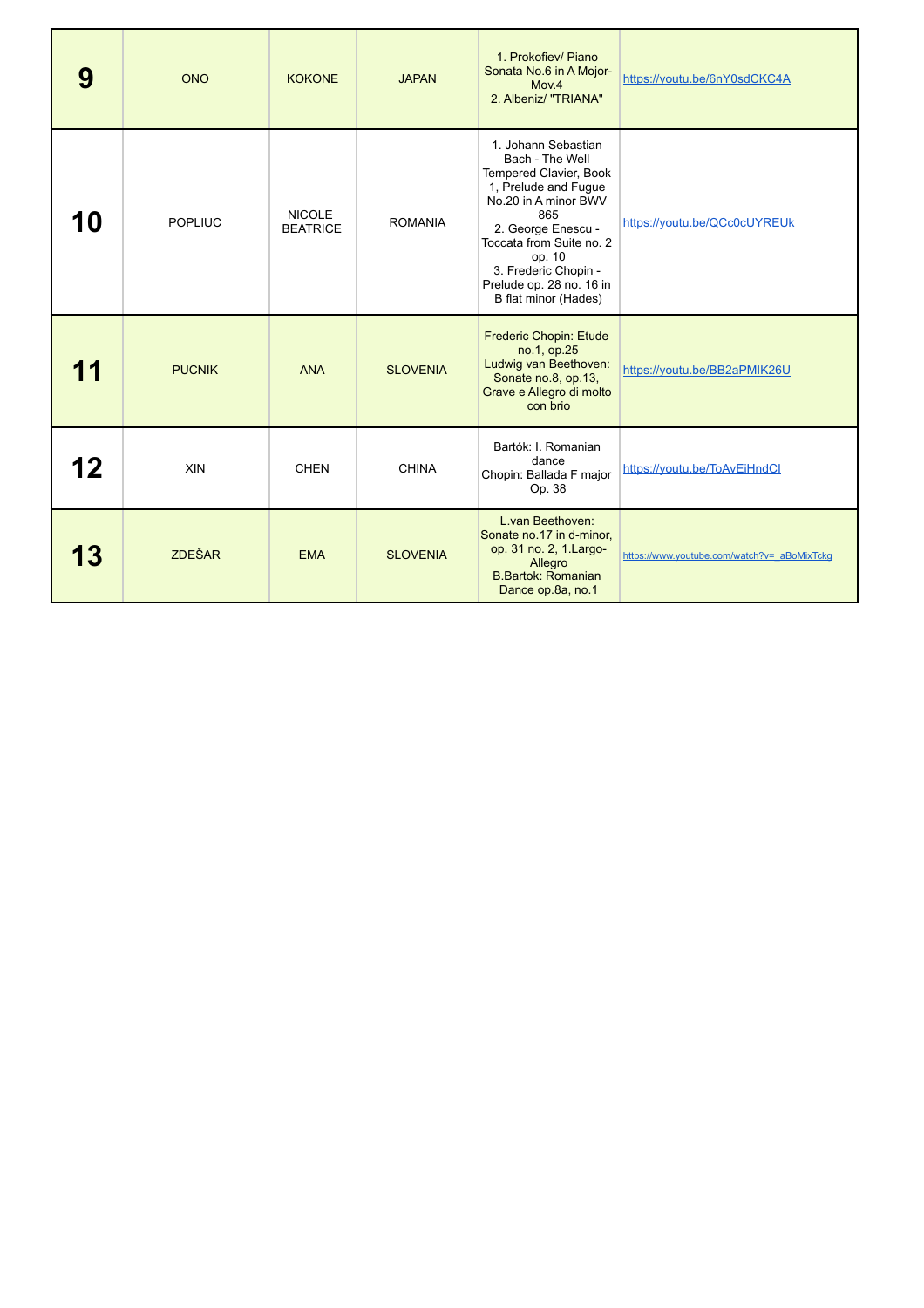| | | | | | |
|---|---|---|---|---|---|
| **9** | ONO | KOKONE | JAPAN | 1. Prokofiev/ Piano Sonata No.6 in A Mojor-Mov.4<br>2. Albeniz/ "TRIANA" | https://youtu.be/6nY0sdCKC4A |
| **10** | POPLIUC | NICOLE BEATRICE | ROMANIA | 1. Johann Sebastian Bach - The Well Tempered Clavier, Book 1, Prelude and Fugue No.20 in A minor BWV 865<br>2. George Enescu - Toccata from Suite no. 2 op. 10<br>3. Frederic Chopin - Prelude op. 28 no. 16 in B flat minor (Hades) | https://youtu.be/QCc0cUYREUk |
| **11** | PUCNIK | ANA | SLOVENIA | Frederic Chopin: Etude no.1, op.25<br>Ludwig van Beethoven: Sonate no.8, op.13, Grave e Allegro di molto con brio | https://youtu.be/BB2aPMIK26U |
| **12** | XIN | CHEN | CHINA | Bartók: I. Romanian dance<br>Chopin: Ballada F major Op. 38 | https://youtu.be/ToAvEiHndCI |
| **13** | ZDEŠAR | EMA | SLOVENIA | L.van Beethoven: Sonate no.17 in d-minor, op. 31 no. 2, 1.Largo-Allegro<br>B.Bartok: Romanian Dance op.8a, no.1 | https://www.youtube.com/watch?v=_aBoMixTckg |